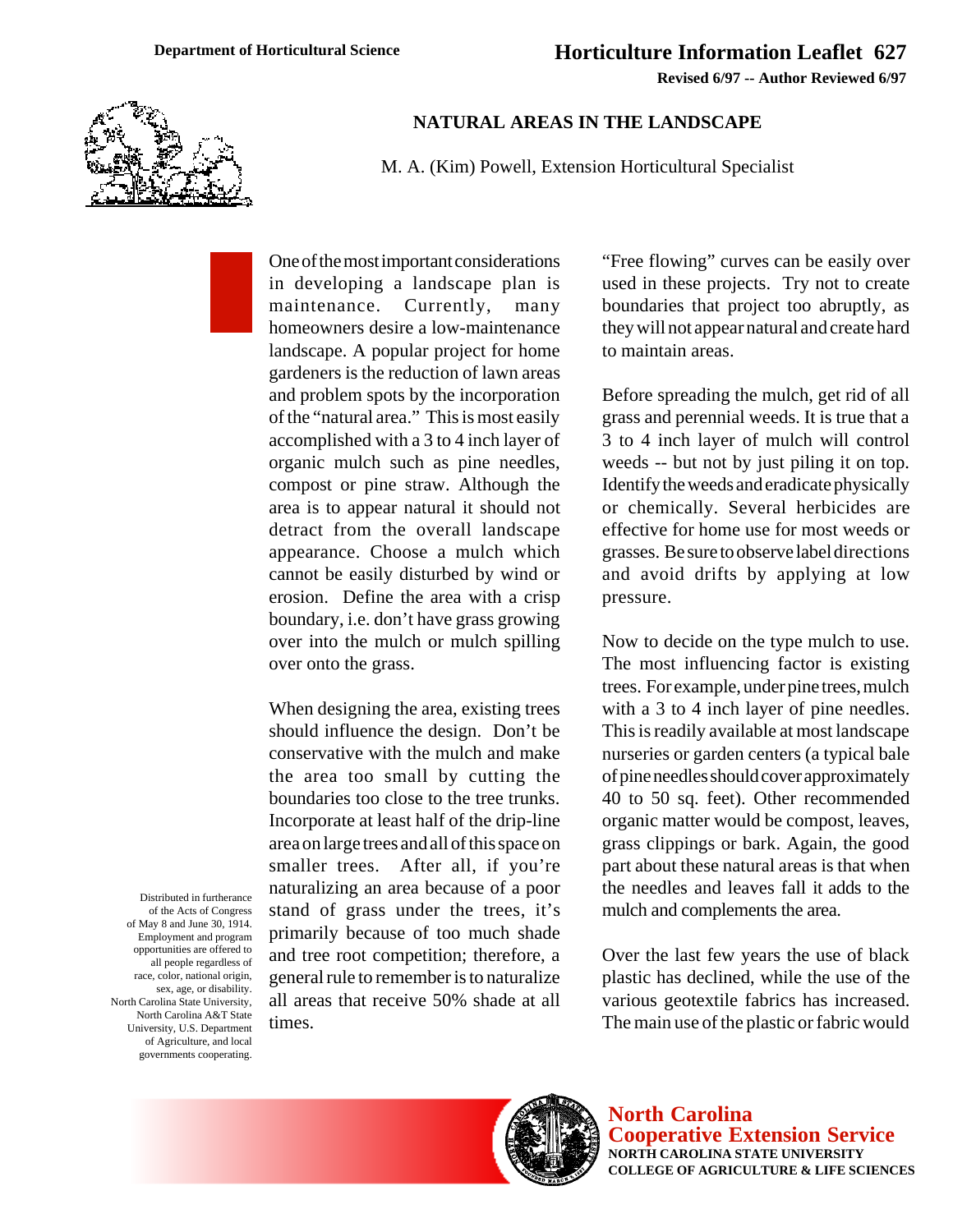Department of Horticultural Science

# Horticulture Information Leaflet 627

**Revised 6/97 -- Author Reviewed 6/97**

## NATURAL AREAS IN THE LANDSCAPE

M. A. (Kim) Powell, Extension Horticultural Specialist

One of the most important considerations in developing a landscape plan is maintenance. Currently, many homeowners desire a low-maintenance landscape. A popular project for home gardeners is the reduction of lawn areas and problem spots by the incorporation of the "natural area." This is most easily accomplished with a 3 to 4 inch layer of organic mulch such as pine needles, compost or pine straw. Although the area is to appear natural it should not detract from the overall landscape appearance. Choose a mulch which cannot be easily disturbed by wind or erosion. Define the area with a crisp boundary, i.e. don't have grass growing over into the mulch or mulch spilling over onto the grass.

When designing the area, existing trees should influence the design. Don't be conservative with the mulch and make the area too small by cutting the boundaries too close to the tree trunks. Incorporate at least half of the drip-line area on large trees and all of this space on smaller trees. After all, if you're naturalizing an area because of a poor stand of grass under the trees, it's primarily because of too much shade and tree root competition; therefore, a general rule to remember is to naturalize all areas that receive 50% shade at all times.

"Free flowing" curves can be easily over used in these projects. Try not to create boundaries that project too abruptly, as they will not appear natural and create hard to maintain areas.

Before spreading the mulch, get rid of all grass and perennial weeds. It is true that a 3 to 4 inch layer of mulch will control weeds -- but not by just piling it on top. Identify the weeds and eradicate physically or chemically. Several herbicides are effective for home use for most weeds or grasses. Be sure to observe label directions and avoid drifts by applying at low pressure.

Now to decide on the type mulch to use. The most influencing factor is existing trees. For example, under pine trees, mulch with a 3 to 4 inch layer of pine needles. This is readily available at most landscape nurseries or garden centers (a typical bale of pine needles should cover approximately 40 to 50 sq. feet). Other recommended organic matter would be compost, leaves, grass clippings or bark. Again, the good part about these natural areas is that when the needles and leaves fall it adds to the mulch and complements the area.

Over the last few years the use of black plastic has declined, while the use of the various geotextile fabrics has increased. The main use of the plastic or fabric would

Distributed in furtherance of the Acts of Congress of May 8 and June 30, 1914. Employment and program opportunities are offered to all people regardless of race, color, national origin, sex, age, or disability. North Carolina State University, North Carolina A&T State University, U.S. Department of Agriculture, and local governments cooperating.

**North Carolina Cooperative Extension Service**
NORTH CAROLINA STATE UNIVERSITY
COLLEGE OF AGRICULTURE & LIFE SCIENCES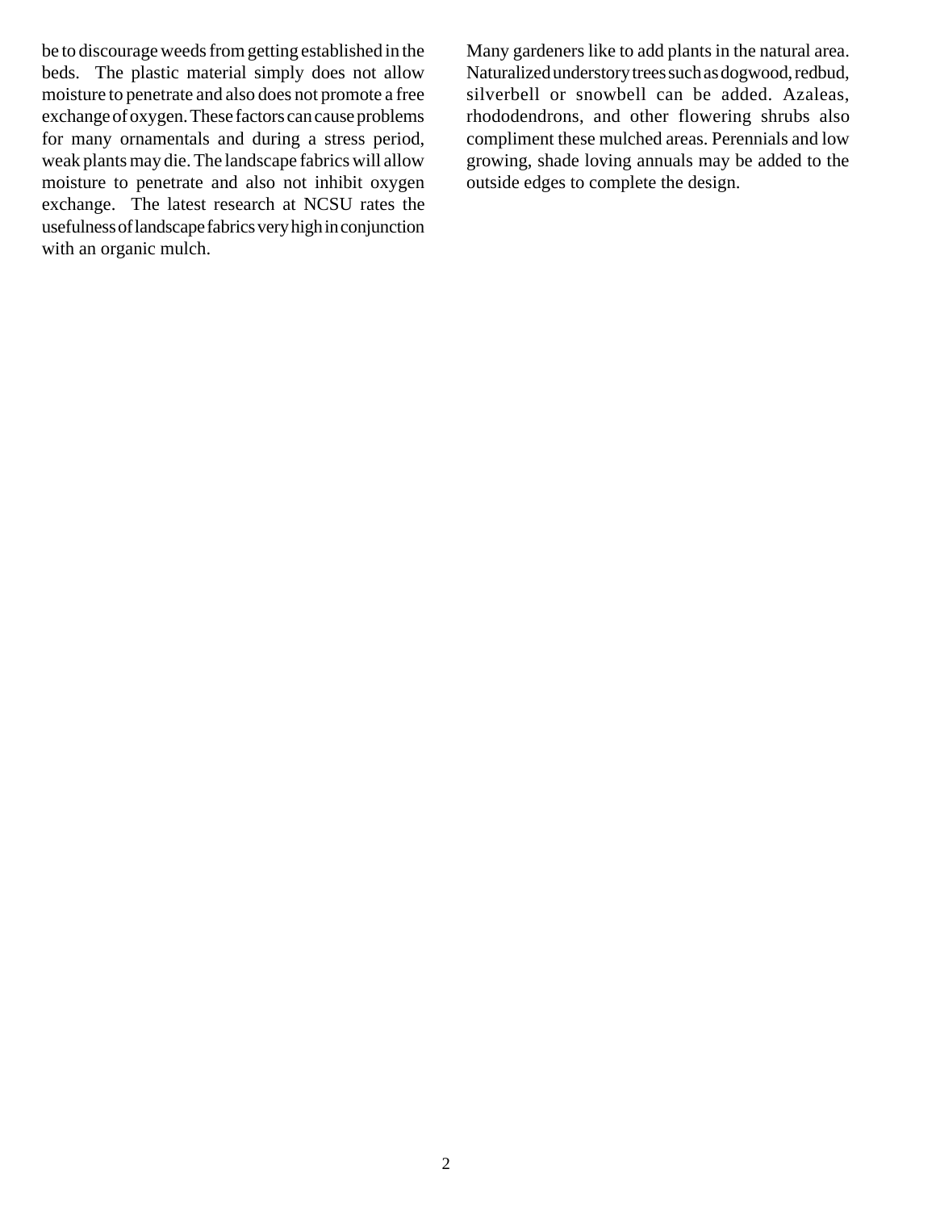be to discourage weeds from getting established in the beds. The plastic material simply does not allow moisture to penetrate and also does not promote a free exchange of oxygen. These factors can cause problems for many ornamentals and during a stress period, weak plants may die. The landscape fabrics will allow moisture to penetrate and also not inhibit oxygen exchange. The latest research at NCSU rates the usefulness of landscape fabrics very high in conjunction with an organic mulch.

Many gardeners like to add plants in the natural area. Naturalized understory trees such as dogwood, redbud, silverbell or snowbell can be added. Azaleas, rhododendrons, and other flowering shrubs also compliment these mulched areas. Perennials and low growing, shade loving annuals may be added to the outside edges to complete the design.